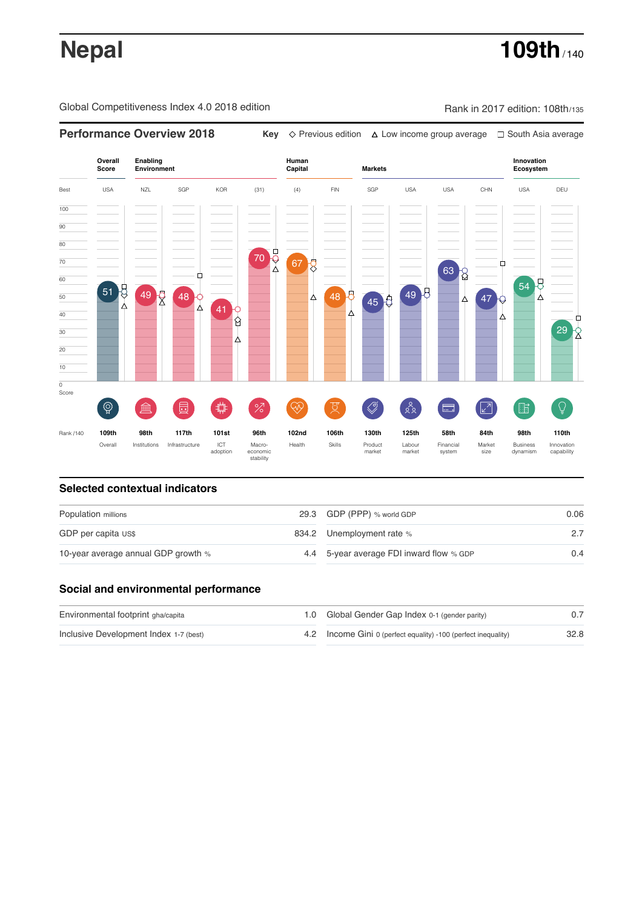# Nepal

**109th** / 140

Global Competitiveness Index 4.0 2018 edition

Rank in 2017 edition: 108th/135

## Performance Overview 2018

Key: ◇ Previous edition △ Low income group average □ South Asia average

| | Overall Score | Enabling Environment | | | | Human Capital | | Markets | | | | Innovation Ecosystem | |
|---|---|---|---|---|---|---|---|---|---|---|---|---|---|
| Best | USA | NZL | SGP | KOR | (31) | (4) | FIN | SGP | USA | USA | CHN | USA | DEU |
| Score | 51 | 49 | 48 | 41 | 70 | 67 | 48 | 45 | 49 | 63 | 47 | 54 | 29 |
| Rank /140 | 109th | 98th | 117th | 101st | 96th | 102nd | 106th | 130th | 125th | 58th | 84th | 98th | 110th |
| | Overall | Institutions | Infrastructure | ICT adoption | Macro-economic stability | Health | Skills | Product market | Labour market | Financial system | Market size | Business dynamism | Innovation capability |

## Selected contextual indicators

| | | | |
|---|---|---|---|
| Population millions | 29.3 | GDP (PPP) % world GDP | 0.06 |
| GDP per capita US$ | 834.2 | Unemployment rate % | 2.7 |
| 10-year average annual GDP growth % | 4.4 | 5-year average FDI inward flow % GDP | 0.4 |

## Social and environmental performance

| | | | |
|---|---|---|---|
| Environmental footprint gha/capita | 1.0 | Global Gender Gap Index 0-1 (gender parity) | 0.7 |
| Inclusive Development Index 1-7 (best) | 4.2 | Income Gini 0 (perfect equality) -100 (perfect inequality) | 32.8 |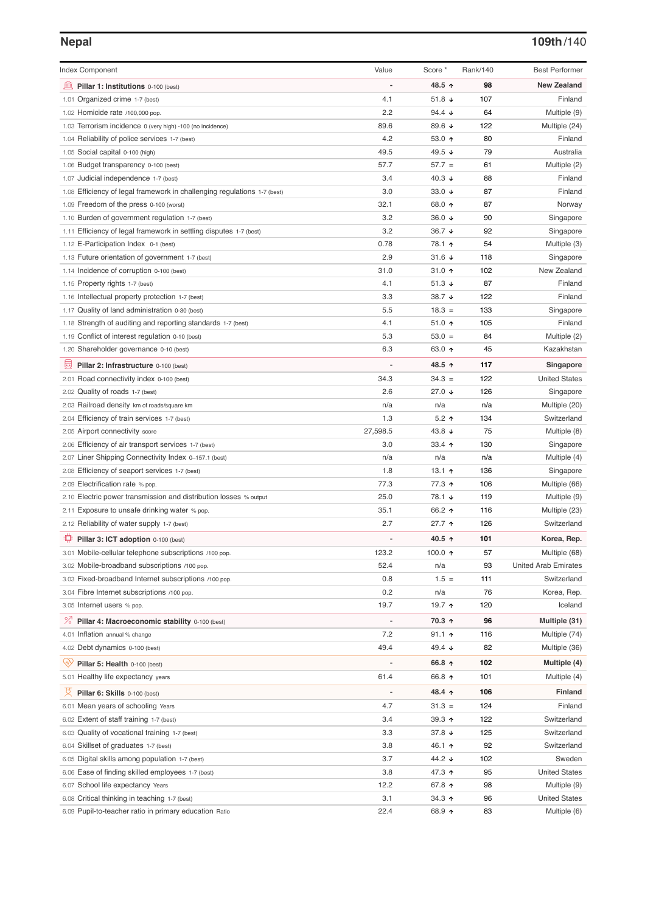## Nepal

**109th/140**

| Index Component | Value | Score * | Rank/140 | Best Performer |
|---|---|---|---|---|
| **Pillar 1: Institutions** 0-100 (best) | - | **48.5 ↑** | **98** | **New Zealand** |
| 1.01 Organized crime 1-7 (best) | 4.1 | 51.8 ↓ | 107 | Finland |
| 1.02 Homicide rate /100,000 pop. | 2.2 | 94.4 ↓ | 64 | Multiple (9) |
| 1.03 Terrorism incidence 0 (very high) -100 (no incidence) | 89.6 | 89.6 ↓ | 122 | Multiple (24) |
| 1.04 Reliability of police services 1-7 (best) | 4.2 | 53.0 ↑ | 80 | Finland |
| 1.05 Social capital 0-100 (high) | 49.5 | 49.5 ↓ | 79 | Australia |
| 1.06 Budget transparency 0-100 (best) | 57.7 | 57.7 = | 61 | Multiple (2) |
| 1.07 Judicial independence 1-7 (best) | 3.4 | 40.3 ↓ | 88 | Finland |
| 1.08 Efficiency of legal framework in challenging regulations 1-7 (best) | 3.0 | 33.0 ↓ | 87 | Finland |
| 1.09 Freedom of the press 0-100 (worst) | 32.1 | 68.0 ↑ | 87 | Norway |
| 1.10 Burden of government regulation 1-7 (best) | 3.2 | 36.0 ↓ | 90 | Singapore |
| 1.11 Efficiency of legal framework in settling disputes 1-7 (best) | 3.2 | 36.7 ↓ | 92 | Singapore |
| 1.12 E-Participation Index 0-1 (best) | 0.78 | 78.1 ↑ | 54 | Multiple (3) |
| 1.13 Future orientation of government 1-7 (best) | 2.9 | 31.6 ↓ | 118 | Singapore |
| 1.14 Incidence of corruption 0-100 (best) | 31.0 | 31.0 ↑ | 102 | New Zealand |
| 1.15 Property rights 1-7 (best) | 4.1 | 51.3 ↓ | 87 | Finland |
| 1.16 Intellectual property protection 1-7 (best) | 3.3 | 38.7 ↓ | 122 | Finland |
| 1.17 Quality of land administration 0-30 (best) | 5.5 | 18.3 = | 133 | Singapore |
| 1.18 Strength of auditing and reporting standards 1-7 (best) | 4.1 | 51.0 ↑ | 105 | Finland |
| 1.19 Conflict of interest regulation 0-10 (best) | 5.3 | 53.0 = | 84 | Multiple (2) |
| 1.20 Shareholder governance 0-10 (best) | 6.3 | 63.0 ↑ | 45 | Kazakhstan |
| **Pillar 2: Infrastructure** 0-100 (best) | - | **48.5 ↑** | **117** | **Singapore** |
| 2.01 Road connectivity index 0-100 (best) | 34.3 | 34.3 = | 122 | United States |
| 2.02 Quality of roads 1-7 (best) | 2.6 | 27.0 ↓ | 126 | Singapore |
| 2.03 Railroad density km of roads/square km | n/a | n/a | n/a | Multiple (20) |
| 2.04 Efficiency of train services 1-7 (best) | 1.3 | 5.2 ↑ | 134 | Switzerland |
| 2.05 Airport connectivity score | 27,598.5 | 43.8 ↓ | 75 | Multiple (8) |
| 2.06 Efficiency of air transport services 1-7 (best) | 3.0 | 33.4 ↑ | 130 | Singapore |
| 2.07 Liner Shipping Connectivity Index 0–157.1 (best) | n/a | n/a | n/a | Multiple (4) |
| 2.08 Efficiency of seaport services 1-7 (best) | 1.8 | 13.1 ↑ | 136 | Singapore |
| 2.09 Electrification rate % pop. | 77.3 | 77.3 ↑ | 106 | Multiple (66) |
| 2.10 Electric power transmission and distribution losses % output | 25.0 | 78.1 ↓ | 119 | Multiple (9) |
| 2.11 Exposure to unsafe drinking water % pop. | 35.1 | 66.2 ↑ | 116 | Multiple (23) |
| 2.12 Reliability of water supply 1-7 (best) | 2.7 | 27.7 ↑ | 126 | Switzerland |
| **Pillar 3: ICT adoption** 0-100 (best) | - | **40.5 ↑** | **101** | **Korea, Rep.** |
| 3.01 Mobile-cellular telephone subscriptions /100 pop. | 123.2 | 100.0 ↑ | 57 | Multiple (68) |
| 3.02 Mobile-broadband subscriptions /100 pop. | 52.4 | n/a | 93 | United Arab Emirates |
| 3.03 Fixed-broadband Internet subscriptions /100 pop. | 0.8 | 1.5 = | 111 | Switzerland |
| 3.04 Fibre Internet subscriptions /100 pop. | 0.2 | n/a | 76 | Korea, Rep. |
| 3.05 Internet users % pop. | 19.7 | 19.7 ↑ | 120 | Iceland |
| **Pillar 4: Macroeconomic stability** 0-100 (best) | - | **70.3 ↑** | **96** | **Multiple (31)** |
| 4.01 Inflation annual % change | 7.2 | 91.1 ↑ | 116 | Multiple (74) |
| 4.02 Debt dynamics 0-100 (best) | 49.4 | 49.4 ↓ | 82 | Multiple (36) |
| **Pillar 5: Health** 0-100 (best) | - | **66.8 ↑** | **102** | **Multiple (4)** |
| 5.01 Healthy life expectancy years | 61.4 | 66.8 ↑ | 101 | Multiple (4) |
| **Pillar 6: Skills** 0-100 (best) | - | **48.4 ↑** | **106** | **Finland** |
| 6.01 Mean years of schooling Years | 4.7 | 31.3 = | 124 | Finland |
| 6.02 Extent of staff training 1-7 (best) | 3.4 | 39.3 ↑ | 122 | Switzerland |
| 6.03 Quality of vocational training 1-7 (best) | 3.3 | 37.8 ↓ | 125 | Switzerland |
| 6.04 Skillset of graduates 1-7 (best) | 3.8 | 46.1 ↑ | 92 | Switzerland |
| 6.05 Digital skills among population 1-7 (best) | 3.7 | 44.2 ↓ | 102 | Sweden |
| 6.06 Ease of finding skilled employees 1-7 (best) | 3.8 | 47.3 ↑ | 95 | United States |
| 6.07 School life expectancy Years | 12.2 | 67.8 ↑ | 98 | Multiple (9) |
| 6.08 Critical thinking in teaching 1-7 (best) | 3.1 | 34.3 ↑ | 96 | United States |
| 6.09 Pupil-to-teacher ratio in primary education Ratio | 22.4 | 68.9 ↑ | 83 | Multiple (6) |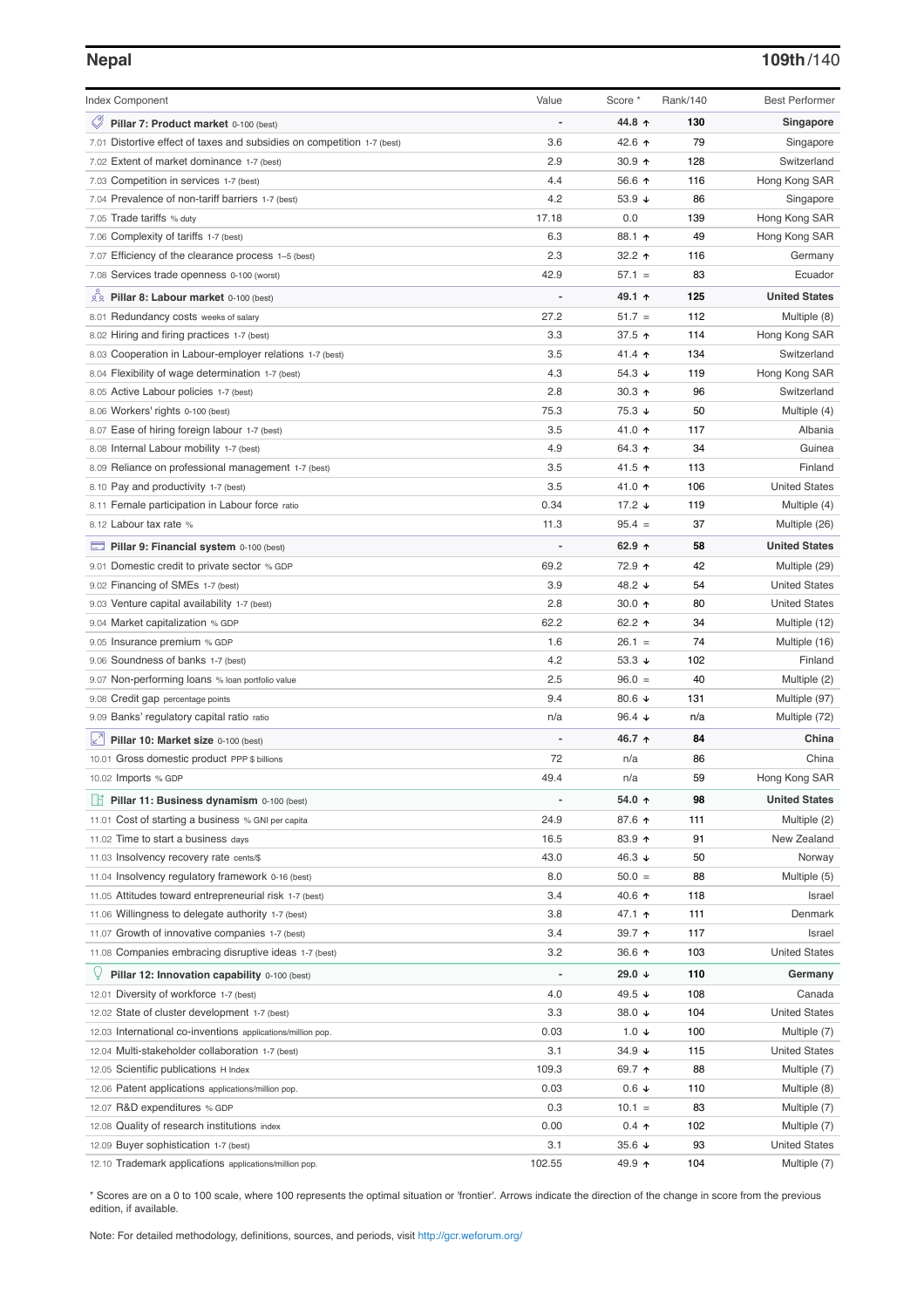## Nepal

**109th**/140

| Index Component | Value | Score * | Rank/140 | Best Performer |
|---|---|---|---|---|
| **Pillar 7: Product market** 0-100 (best) | - | **44.8 ↑** | **130** | **Singapore** |
| 7.01 Distortive effect of taxes and subsidies on competition 1-7 (best) | 3.6 | 42.6 ↑ | 79 | Singapore |
| 7.02 Extent of market dominance 1-7 (best) | 2.9 | 30.9 ↑ | 128 | Switzerland |
| 7.03 Competition in services 1-7 (best) | 4.4 | 56.6 ↑ | 116 | Hong Kong SAR |
| 7.04 Prevalence of non-tariff barriers 1-7 (best) | 4.2 | 53.9 ↓ | 86 | Singapore |
| 7.05 Trade tariffs % duty | 17.18 | 0.0 | 139 | Hong Kong SAR |
| 7.06 Complexity of tariffs 1-7 (best) | 6.3 | 88.1 ↑ | 49 | Hong Kong SAR |
| 7.07 Efficiency of the clearance process 1–5 (best) | 2.3 | 32.2 ↑ | 116 | Germany |
| 7.08 Services trade openness 0-100 (worst) | 42.9 | 57.1 = | 83 | Ecuador |
| **Pillar 8: Labour market** 0-100 (best) | - | **49.1 ↑** | **125** | **United States** |
| 8.01 Redundancy costs weeks of salary | 27.2 | 51.7 = | 112 | Multiple (8) |
| 8.02 Hiring and firing practices 1-7 (best) | 3.3 | 37.5 ↑ | 114 | Hong Kong SAR |
| 8.03 Cooperation in Labour-employer relations 1-7 (best) | 3.5 | 41.4 ↑ | 134 | Switzerland |
| 8.04 Flexibility of wage determination 1-7 (best) | 4.3 | 54.3 ↓ | 119 | Hong Kong SAR |
| 8.05 Active Labour policies 1-7 (best) | 2.8 | 30.3 ↑ | 96 | Switzerland |
| 8.06 Workers' rights 0-100 (best) | 75.3 | 75.3 ↓ | 50 | Multiple (4) |
| 8.07 Ease of hiring foreign labour 1-7 (best) | 3.5 | 41.0 ↑ | 117 | Albania |
| 8.08 Internal Labour mobility 1-7 (best) | 4.9 | 64.3 ↑ | 34 | Guinea |
| 8.09 Reliance on professional management 1-7 (best) | 3.5 | 41.5 ↑ | 113 | Finland |
| 8.10 Pay and productivity 1-7 (best) | 3.5 | 41.0 ↑ | 106 | United States |
| 8.11 Female participation in Labour force ratio | 0.34 | 17.2 ↓ | 119 | Multiple (4) |
| 8.12 Labour tax rate % | 11.3 | 95.4 = | 37 | Multiple (26) |
| **Pillar 9: Financial system** 0-100 (best) | - | **62.9 ↑** | **58** | **United States** |
| 9.01 Domestic credit to private sector % GDP | 69.2 | 72.9 ↑ | 42 | Multiple (29) |
| 9.02 Financing of SMEs 1-7 (best) | 3.9 | 48.2 ↓ | 54 | United States |
| 9.03 Venture capital availability 1-7 (best) | 2.8 | 30.0 ↑ | 80 | United States |
| 9.04 Market capitalization % GDP | 62.2 | 62.2 ↑ | 34 | Multiple (12) |
| 9.05 Insurance premium % GDP | 1.6 | 26.1 = | 74 | Multiple (16) |
| 9.06 Soundness of banks 1-7 (best) | 4.2 | 53.3 ↓ | 102 | Finland |
| 9.07 Non-performing loans % loan portfolio value | 2.5 | 96.0 = | 40 | Multiple (2) |
| 9.08 Credit gap percentage points | 9.4 | 80.6 ↓ | 131 | Multiple (97) |
| 9.09 Banks' regulatory capital ratio ratio | n/a | 96.4 ↓ | n/a | Multiple (72) |
| **Pillar 10: Market size** 0-100 (best) | - | **46.7 ↑** | **84** | **China** |
| 10.01 Gross domestic product PPP $ billions | 72 | n/a | 86 | China |
| 10.02 Imports % GDP | 49.4 | n/a | 59 | Hong Kong SAR |
| **Pillar 11: Business dynamism** 0-100 (best) | - | **54.0 ↑** | **98** | **United States** |
| 11.01 Cost of starting a business % GNI per capita | 24.9 | 87.6 ↑ | 111 | Multiple (2) |
| 11.02 Time to start a business days | 16.5 | 83.9 ↑ | 91 | New Zealand |
| 11.03 Insolvency recovery rate cents/$ | 43.0 | 46.3 ↓ | 50 | Norway |
| 11.04 Insolvency regulatory framework 0-16 (best) | 8.0 | 50.0 = | 88 | Multiple (5) |
| 11.05 Attitudes toward entrepreneurial risk 1-7 (best) | 3.4 | 40.6 ↑ | 118 | Israel |
| 11.06 Willingness to delegate authority 1-7 (best) | 3.8 | 47.1 ↑ | 111 | Denmark |
| 11.07 Growth of innovative companies 1-7 (best) | 3.4 | 39.7 ↑ | 117 | Israel |
| 11.08 Companies embracing disruptive ideas 1-7 (best) | 3.2 | 36.6 ↑ | 103 | United States |
| **Pillar 12: Innovation capability** 0-100 (best) | - | **29.0 ↓** | **110** | **Germany** |
| 12.01 Diversity of workforce 1-7 (best) | 4.0 | 49.5 ↓ | 108 | Canada |
| 12.02 State of cluster development 1-7 (best) | 3.3 | 38.0 ↓ | 104 | United States |
| 12.03 International co-inventions applications/million pop. | 0.03 | 1.0 ↓ | 100 | Multiple (7) |
| 12.04 Multi-stakeholder collaboration 1-7 (best) | 3.1 | 34.9 ↓ | 115 | United States |
| 12.05 Scientific publications H Index | 109.3 | 69.7 ↑ | 88 | Multiple (7) |
| 12.06 Patent applications applications/million pop. | 0.03 | 0.6 ↓ | 110 | Multiple (8) |
| 12.07 R&D expenditures % GDP | 0.3 | 10.1 = | 83 | Multiple (7) |
| 12.08 Quality of research institutions index | 0.00 | 0.4 ↑ | 102 | Multiple (7) |
| 12.09 Buyer sophistication 1-7 (best) | 3.1 | 35.6 ↓ | 93 | United States |
| 12.10 Trademark applications applications/million pop. | 102.55 | 49.9 ↑ | 104 | Multiple (7) |

* Scores are on a 0 to 100 scale, where 100 represents the optimal situation or 'frontier'. Arrows indicate the direction of the change in score from the previous edition, if available.

Note: For detailed methodology, definitions, sources, and periods, visit http://gcr.weforum.org/